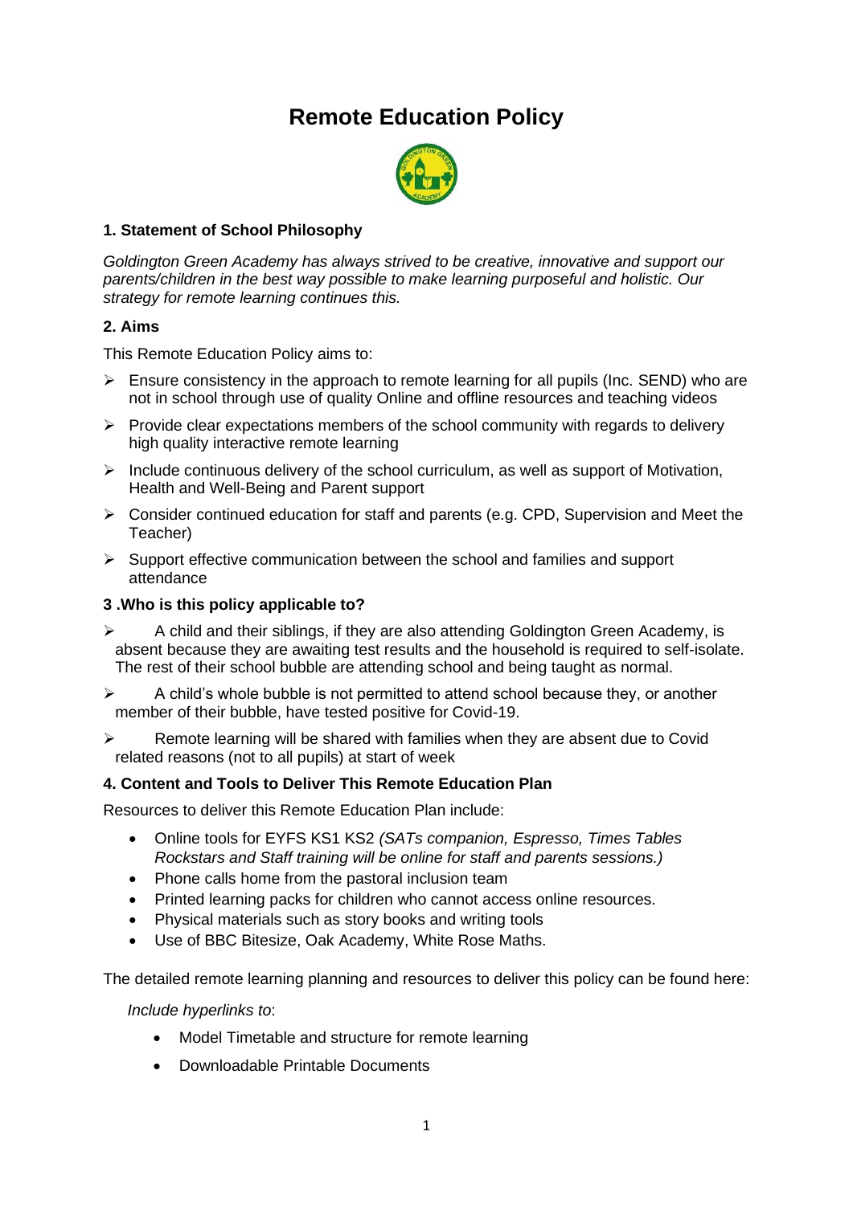# Remote Education Policy

### 1. Statement of School Philosophy

*Goldington Green Academy has always strived to be creative, innovative and support our parents/children in the best way possible to make learning purposeful and holistic. Our strategy for remote learning continues this.*

### 2. Aims

This Remote Education Policy aims to:

- Ensure consistency in the approach to remote learning for all pupils (Inc. SEND) who are not in school through use of quality Online and offline resources and teaching videos
- Provide clear expectations members of the school community with regards to delivery high quality interactive remote learning
- Include continuous delivery of the school curriculum, as well as support of Motivation, Health and Well-Being and Parent support
- Consider continued education for staff and parents (e.g. CPD, Supervision and Meet the Teacher)
- Support effective communication between the school and families and support attendance

### 3 .Who is this policy applicable to?

- A child and their siblings, if they are also attending Goldington Green Academy, is absent because they are awaiting test results and the household is required to self-isolate. The rest of their school bubble are attending school and being taught as normal.
- A child's whole bubble is not permitted to attend school because they, or another member of their bubble, have tested positive for Covid-19.
- Remote learning will be shared with families when they are absent due to Covid related reasons (not to all pupils) at start of week

### 4. Content and Tools to Deliver This Remote Education Plan

Resources to deliver this Remote Education Plan include:

- Online tools for EYFS KS1 KS2 *(SATs companion, Espresso, Times Tables Rockstars and Staff training will be online for staff and parents sessions.)*
- Phone calls home from the pastoral inclusion team
- Printed learning packs for children who cannot access online resources.
- Physical materials such as story books and writing tools
- Use of BBC Bitesize, Oak Academy, White Rose Maths.

The detailed remote learning planning and resources to deliver this policy can be found here:

*Include hyperlinks to*:

- Model Timetable and structure for remote learning
- Downloadable Printable Documents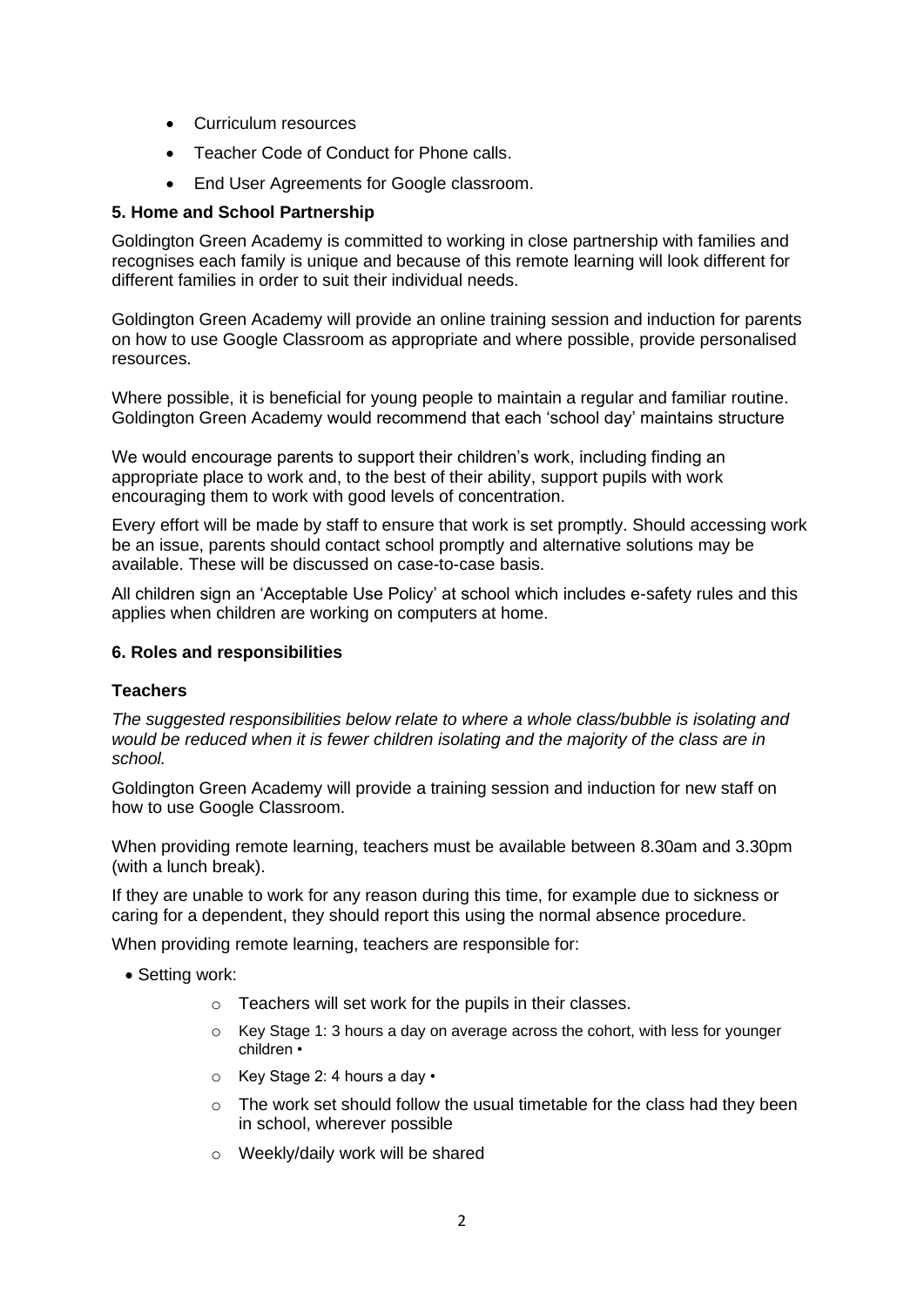- Curriculum resources
- Teacher Code of Conduct for Phone calls.
- End User Agreements for Google classroom.

**5. Home and School Partnership**

Goldington Green Academy is committed to working in close partnership with families and recognises each family is unique and because of this remote learning will look different for different families in order to suit their individual needs.

Goldington Green Academy will provide an online training session and induction for parents on how to use Google Classroom as appropriate and where possible, provide personalised resources.

Where possible, it is beneficial for young people to maintain a regular and familiar routine. Goldington Green Academy would recommend that each 'school day' maintains structure

We would encourage parents to support their children's work, including finding an appropriate place to work and, to the best of their ability, support pupils with work encouraging them to work with good levels of concentration.

Every effort will be made by staff to ensure that work is set promptly. Should accessing work be an issue, parents should contact school promptly and alternative solutions may be available. These will be discussed on case-to-case basis.

All children sign an 'Acceptable Use Policy' at school which includes e-safety rules and this applies when children are working on computers at home.

**6. Roles and responsibilities**

**Teachers**

*The suggested responsibilities below relate to where a whole class/bubble is isolating and would be reduced when it is fewer children isolating and the majority of the class are in school.*

Goldington Green Academy will provide a training session and induction for new staff on how to use Google Classroom.

When providing remote learning, teachers must be available between 8.30am and 3.30pm (with a lunch break).

If they are unable to work for any reason during this time, for example due to sickness or caring for a dependent, they should report this using the normal absence procedure.

When providing remote learning, teachers are responsible for:

- Setting work:
  - Teachers will set work for the pupils in their classes.
  - Key Stage 1: 3 hours a day on average across the cohort, with less for younger children •
  - Key Stage 2: 4 hours a day •
  - The work set should follow the usual timetable for the class had they been in school, wherever possible
  - Weekly/daily work will be shared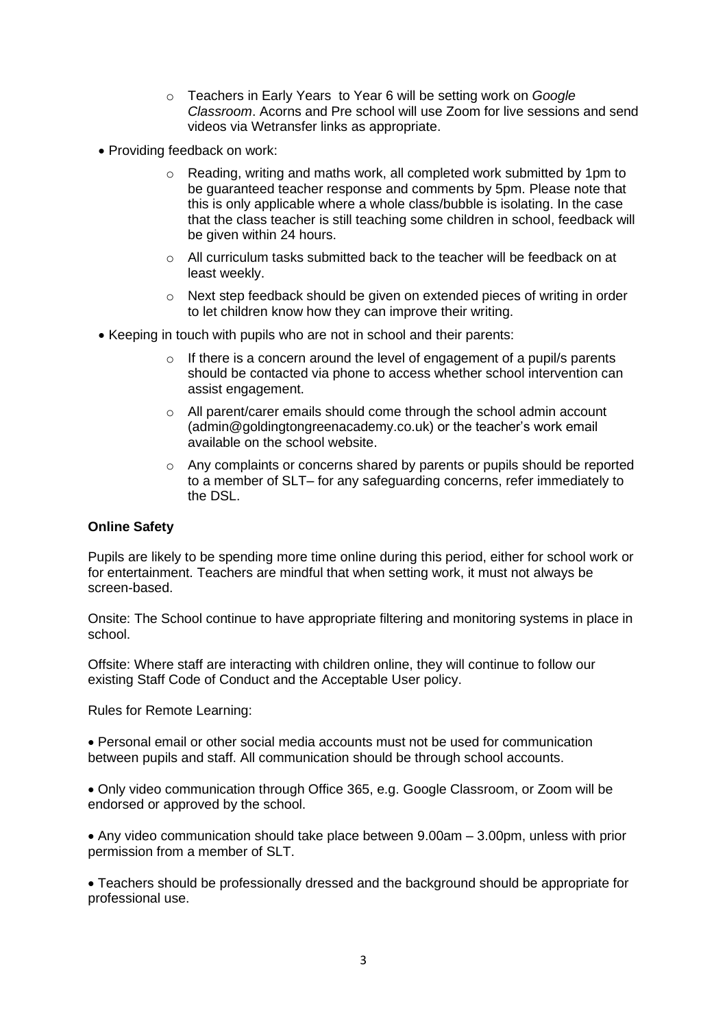- Teachers in Early Years  to Year 6 will be setting work on *Google Classroom*. Acorns and Pre school will use Zoom for live sessions and send videos via Wetransfer links as appropriate.

- Providing feedback on work:
  - Reading, writing and maths work, all completed work submitted by 1pm to be guaranteed teacher response and comments by 5pm. Please note that this is only applicable where a whole class/bubble is isolating. In the case that the class teacher is still teaching some children in school, feedback will be given within 24 hours.
  - All curriculum tasks submitted back to the teacher will be feedback on at least weekly.
  - Next step feedback should be given on extended pieces of writing in order to let children know how they can improve their writing.

- Keeping in touch with pupils who are not in school and their parents:
  - If there is a concern around the level of engagement of a pupil/s parents should be contacted via phone to access whether school intervention can assist engagement.
  - All parent/carer emails should come through the school admin account (admin@goldingtongreenacademy.co.uk) or the teacher's work email available on the school website.
  - Any complaints or concerns shared by parents or pupils should be reported to a member of SLT– for any safeguarding concerns, refer immediately to the DSL.

**Online Safety**

Pupils are likely to be spending more time online during this period, either for school work or for entertainment. Teachers are mindful that when setting work, it must not always be screen-based.

Onsite: The School continue to have appropriate filtering and monitoring systems in place in school.

Offsite: Where staff are interacting with children online, they will continue to follow our existing Staff Code of Conduct and the Acceptable User policy.

Rules for Remote Learning:

- Personal email or other social media accounts must not be used for communication between pupils and staff. All communication should be through school accounts.

- Only video communication through Office 365, e.g. Google Classroom, or Zoom will be endorsed or approved by the school.

- Any video communication should take place between 9.00am – 3.00pm, unless with prior permission from a member of SLT.

- Teachers should be professionally dressed and the background should be appropriate for professional use.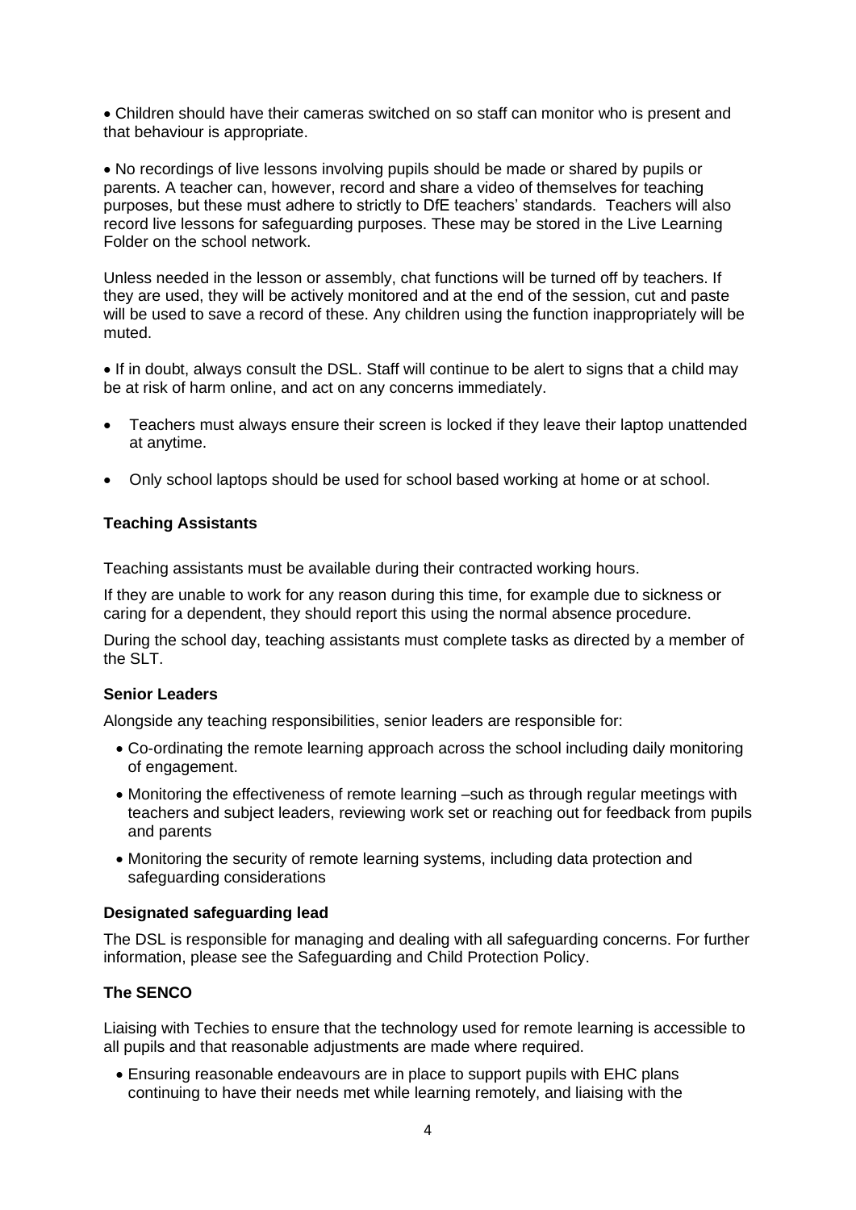- Children should have their cameras switched on so staff can monitor who is present and that behaviour is appropriate.

- No recordings of live lessons involving pupils should be made or shared by pupils or parents. A teacher can, however, record and share a video of themselves for teaching purposes, but these must adhere to strictly to DfE teachers' standards. Teachers will also record live lessons for safeguarding purposes. These may be stored in the Live Learning Folder on the school network.

Unless needed in the lesson or assembly, chat functions will be turned off by teachers. If they are used, they will be actively monitored and at the end of the session, cut and paste will be used to save a record of these. Any children using the function inappropriately will be muted.

- If in doubt, always consult the DSL. Staff will continue to be alert to signs that a child may be at risk of harm online, and act on any concerns immediately.

- Teachers must always ensure their screen is locked if they leave their laptop unattended at anytime.

- Only school laptops should be used for school based working at home or at school.

**Teaching Assistants**

Teaching assistants must be available during their contracted working hours.

If they are unable to work for any reason during this time, for example due to sickness or caring for a dependent, they should report this using the normal absence procedure.

During the school day, teaching assistants must complete tasks as directed by a member of the SLT.

**Senior Leaders**

Alongside any teaching responsibilities, senior leaders are responsible for:

- Co-ordinating the remote learning approach across the school including daily monitoring of engagement.
- Monitoring the effectiveness of remote learning –such as through regular meetings with teachers and subject leaders, reviewing work set or reaching out for feedback from pupils and parents
- Monitoring the security of remote learning systems, including data protection and safeguarding considerations

**Designated safeguarding lead**

The DSL is responsible for managing and dealing with all safeguarding concerns. For further information, please see the Safeguarding and Child Protection Policy.

**The SENCO**

Liaising with Techies to ensure that the technology used for remote learning is accessible to all pupils and that reasonable adjustments are made where required.

- Ensuring reasonable endeavours are in place to support pupils with EHC plans continuing to have their needs met while learning remotely, and liaising with the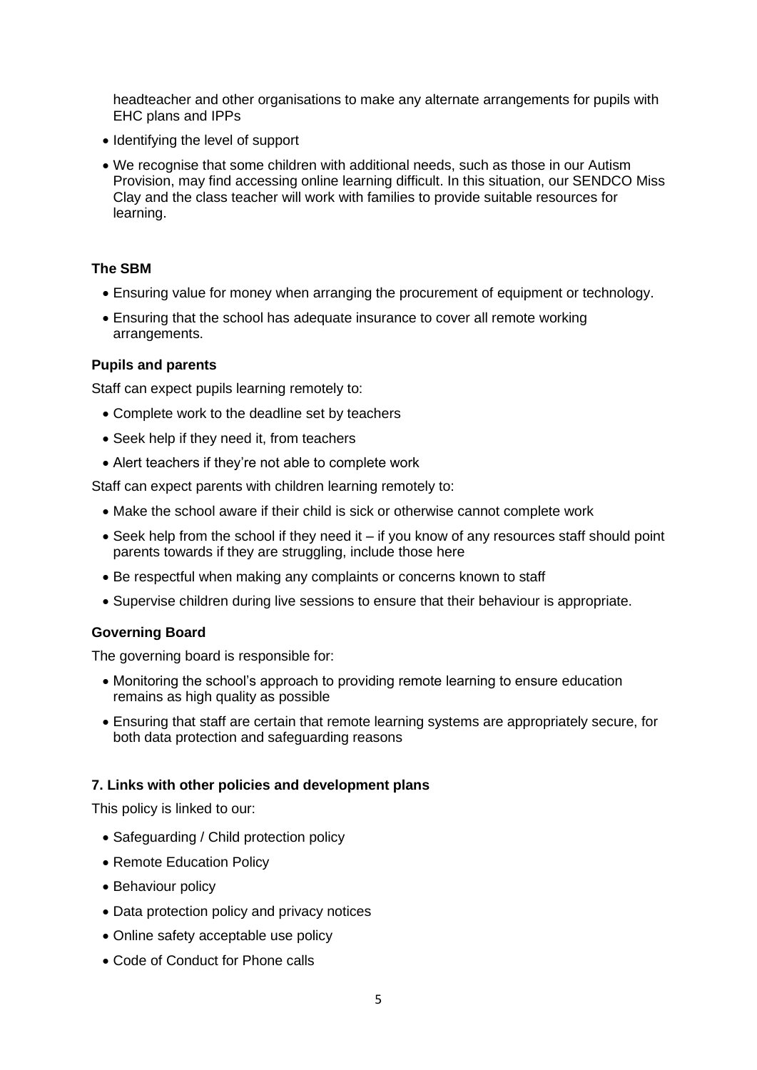headteacher and other organisations to make any alternate arrangements for pupils with EHC plans and IPPs

- Identifying the level of support
- We recognise that some children with additional needs, such as those in our Autism Provision, may find accessing online learning difficult. In this situation, our SENDCO Miss Clay and the class teacher will work with families to provide suitable resources for learning.

**The SBM**

- Ensuring value for money when arranging the procurement of equipment or technology.
- Ensuring that the school has adequate insurance to cover all remote working arrangements.

**Pupils and parents**

Staff can expect pupils learning remotely to:

- Complete work to the deadline set by teachers
- Seek help if they need it, from teachers
- Alert teachers if they're not able to complete work

Staff can expect parents with children learning remotely to:

- Make the school aware if their child is sick or otherwise cannot complete work
- Seek help from the school if they need it – if you know of any resources staff should point parents towards if they are struggling, include those here
- Be respectful when making any complaints or concerns known to staff
- Supervise children during live sessions to ensure that their behaviour is appropriate.

**Governing Board**

The governing board is responsible for:

- Monitoring the school's approach to providing remote learning to ensure education remains as high quality as possible
- Ensuring that staff are certain that remote learning systems are appropriately secure, for both data protection and safeguarding reasons

**7. Links with other policies and development plans**

This policy is linked to our:

- Safeguarding / Child protection policy
- Remote Education Policy
- Behaviour policy
- Data protection policy and privacy notices
- Online safety acceptable use policy
- Code of Conduct for Phone calls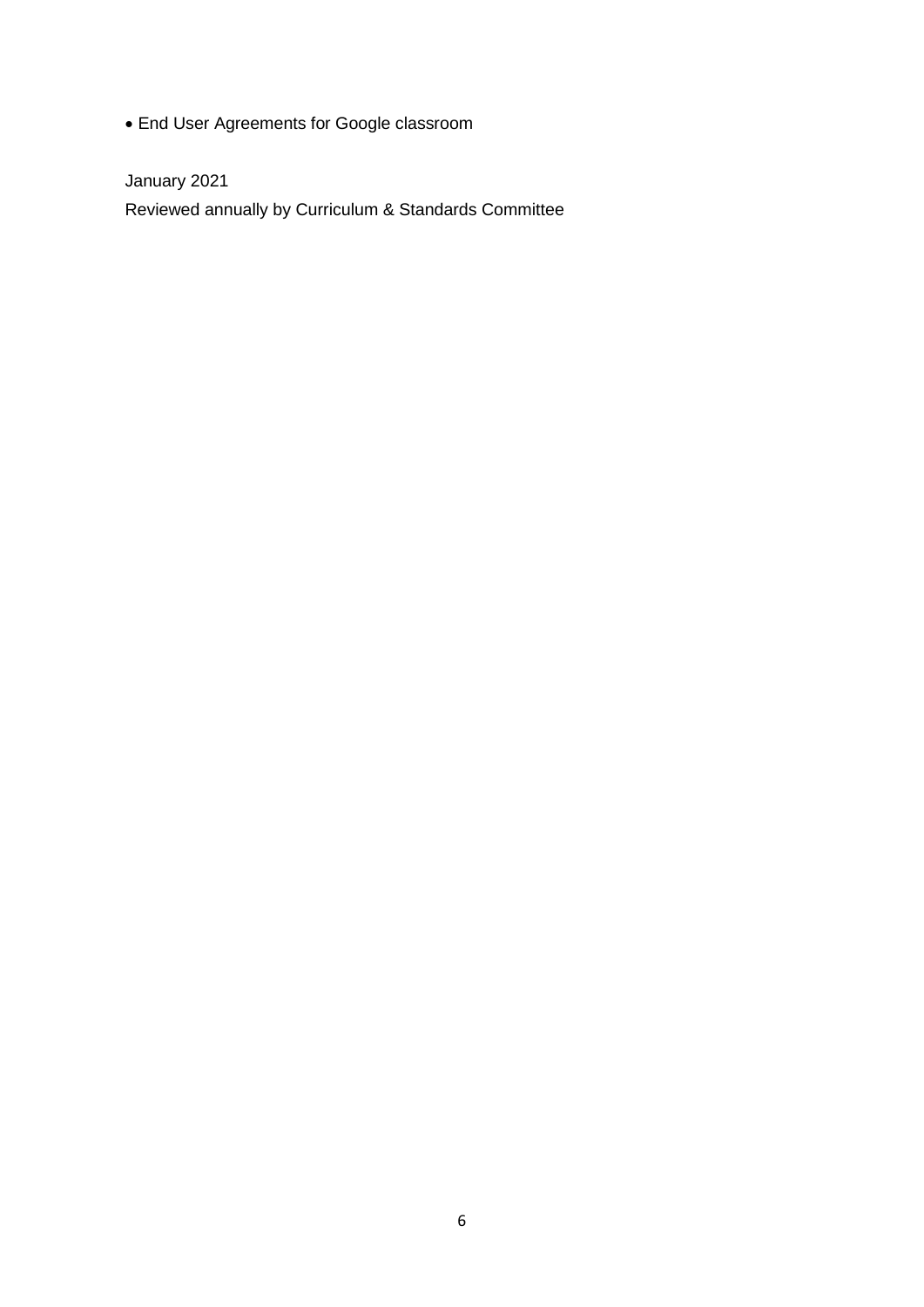- End User Agreements for Google classroom

January 2021

Reviewed annually by Curriculum & Standards Committee